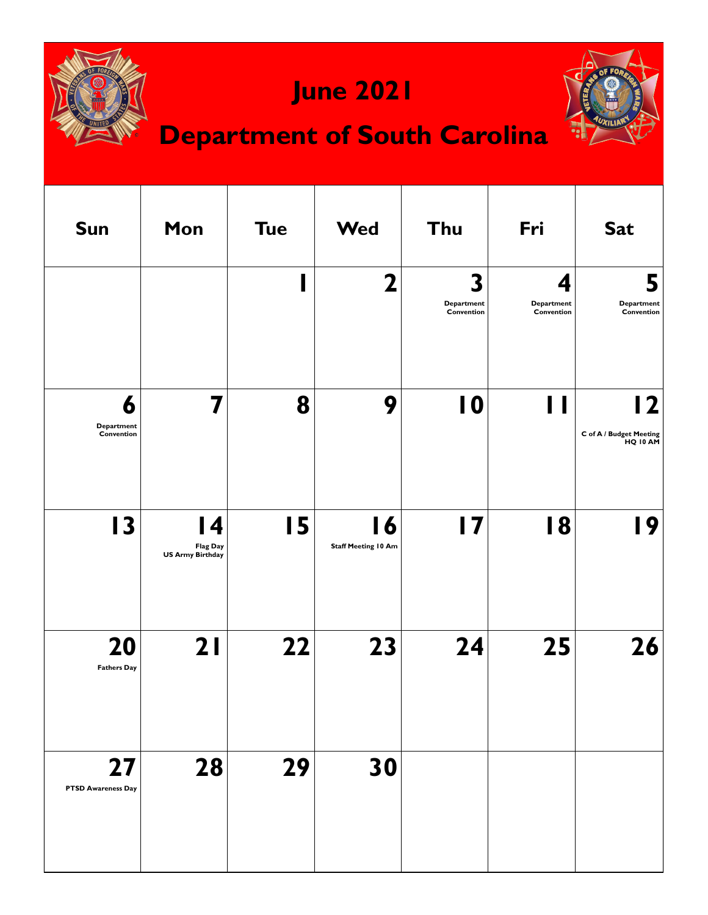# June 2021

## Department of South Carolina

| Sun | Mon | Tue | Wed | Thu | Fri | Sat |
|---|---|---|---|---|---|---|
| | | **1** | **2** | **3** Department Convention | **4** Department Convention | **5** Department Convention |
| **6** Department Convention | **7** | **8** | **9** | **10** | **11** | **12** C of A / Budget Meeting HQ 10 AM |
| **13** | **14** Flag Day US Army Birthday | **15** | **16** Staff Meeting 10 Am | **17** | **18** | **19** |
| **20** Fathers Day | **21** | **22** | **23** | **24** | **25** | **26** |
| **27** PTSD Awareness Day | **28** | **29** | **30** | | | |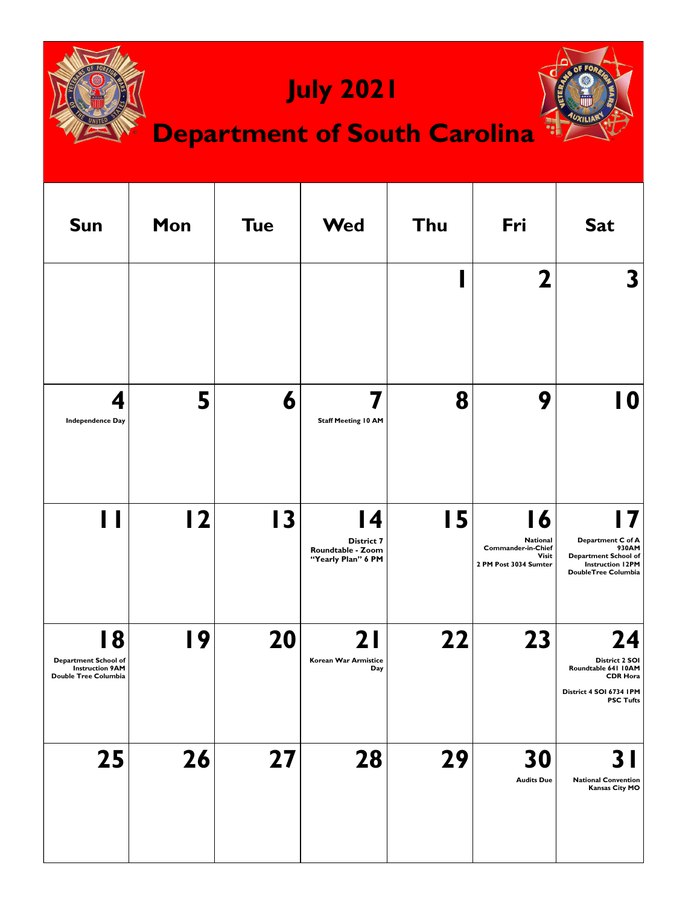# July 2021

## Department of South Carolina

| Sun | Mon | Tue | Wed | Thu | Fri | Sat |
|---|---|---|---|---|---|---|
| | | | | 1 | 2 | 3 |
| 4 Independence Day | 5 | 6 | 7 Staff Meeting 10 AM | 8 | 9 | 10 |
| 11 | 12 | 13 | 14 District 7 Roundtable - Zoom "Yearly Plan" 6 PM | 15 | 16 National Commander-in-Chief Visit 2 PM Post 3034 Sumter | 17 Department C of A 930AM Department School of Instruction 12PM DoubleTree Columbia |
| 18 Department School of Instruction 9AM Double Tree Columbia | 19 | 20 | 21 Korean War Armistice Day | 22 | 23 | 24 District 2 SOI Roundtable 641 10AM CDR Hora District 4 SOI 6734 1PM PSC Tufts |
| 25 | 26 | 27 | 28 | 29 | 30 Audits Due | 31 National Convention Kansas City MO |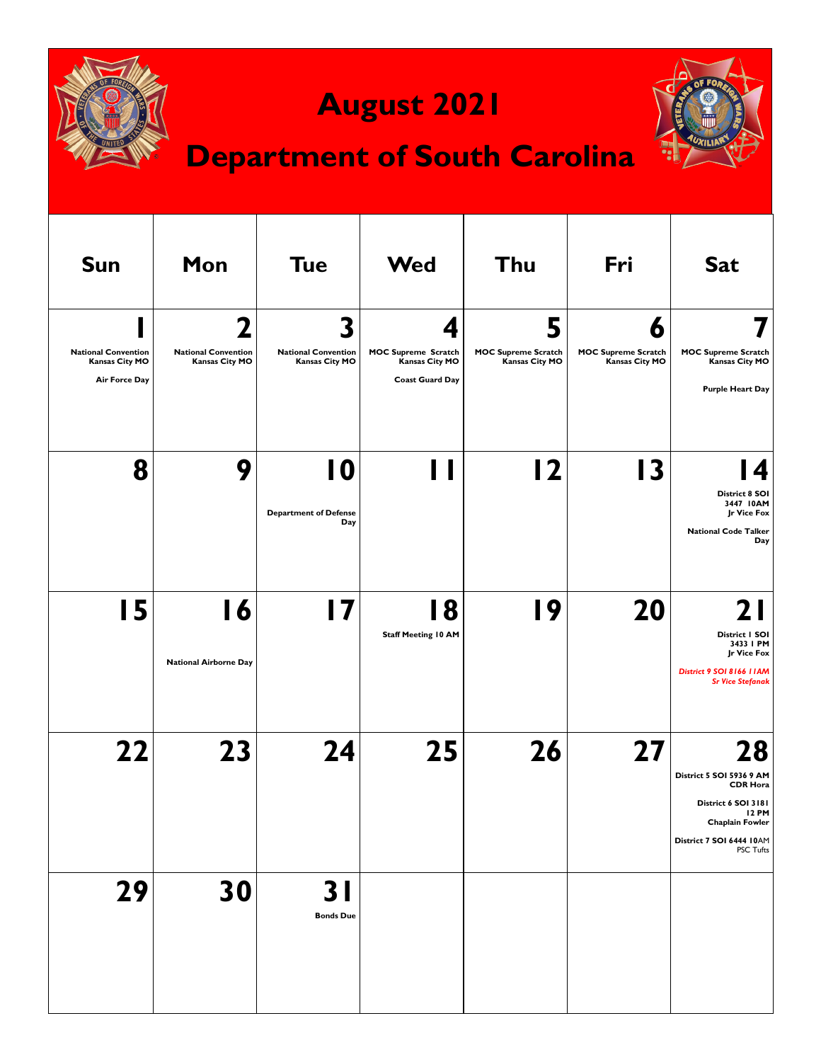# August 2021

## Department of South Carolina

| Sun | Mon | Tue | Wed | Thu | Fri | Sat |
|---|---|---|---|---|---|---|
| **1** National Convention Kansas City MO<br><br>Air Force Day | **2** National Convention Kansas City MO | **3** National Convention Kansas City MO | **4** MOC Supreme Scratch Kansas City MO<br><br>Coast Guard Day | **5** MOC Supreme Scratch Kansas City MO | **6** MOC Supreme Scratch Kansas City MO | **7** MOC Supreme Scratch Kansas City MO<br><br>Purple Heart Day |
| **8** | **9** | **10** Department of Defense Day | **11** | **12** | **13** | **14** District 8 SOI 3447 10AM Jr Vice Fox<br><br>National Code Talker Day |
| **15** | **16** National Airborne Day | **17** | **18** Staff Meeting 10 AM | **19** | **20** | **21** District 1 SOI 3433 1 PM Jr Vice Fox<br><br>*District 9 SOI 8166 11AM Sr Vice Stefanak* |
| **22** | **23** | **24** | **25** | **26** | **27** | **28** District 5 SOI 5936 9 AM CDR Hora<br><br>District 6 SOI 3181 12 PM Chaplain Fowler<br><br>District 7 SOI 6444 10AM PSC Tufts |
| **29** | **30** | **31** Bonds Due | | | | |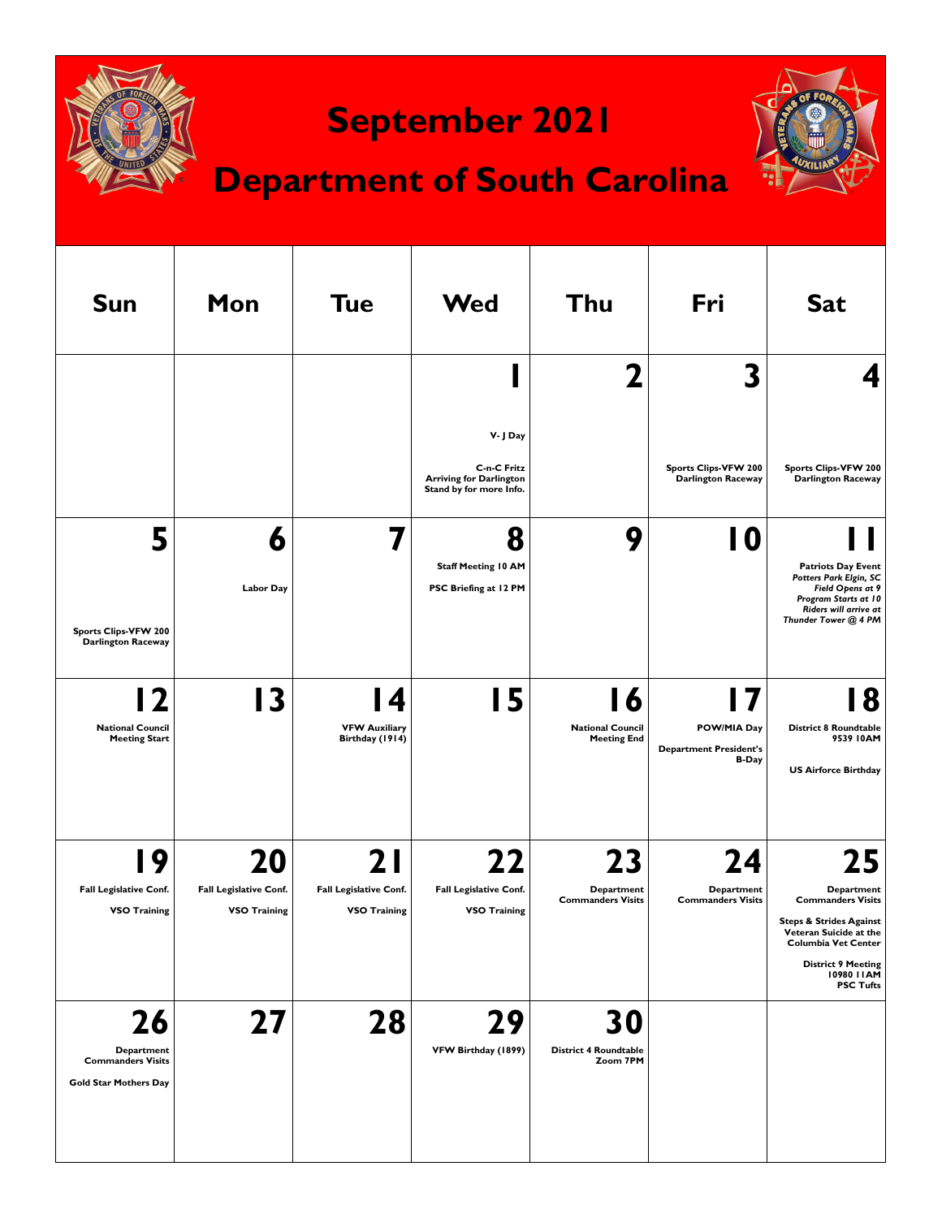# September 2021

## Department of South Carolina

| Sun | Mon | Tue | Wed | Thu | Fri | Sat |
|---|---|---|---|---|---|---|
| | | | **1**<br>V- J Day<br>C-n-C Fritz Arriving for Darlington Stand by for more Info. | **2** | **3**<br>Sports Clips-VFW 200 Darlington Raceway | **4**<br>Sports Clips-VFW 200 Darlington Raceway |
| **5**<br>Sports Clips-VFW 200 Darlington Raceway | **6**<br>Labor Day | **7** | **8**<br>Staff Meeting 10 AM<br>PSC Briefing at 12 PM | **9** | **10** | **11**<br>Patriots Day Event<br>*Potters Park Elgin, SC*<br>*Field Opens at 9*<br>*Program Starts at 10*<br>*Riders will arrive at Thunder Tower @ 4 PM* |
| **12**<br>National Council Meeting Start | **13** | **14**<br>VFW Auxiliary Birthday (1914) | **15** | **16**<br>National Council Meeting End | **17**<br>POW/MIA Day<br>Department President's B-Day | **18**<br>District 8 Roundtable 9539 10AM<br>US Airforce Birthday |
| **19**<br>Fall Legislative Conf.<br>VSO Training | **20**<br>Fall Legislative Conf.<br>VSO Training | **21**<br>Fall Legislative Conf.<br>VSO Training | **22**<br>Fall Legislative Conf.<br>VSO Training | **23**<br>Department Commanders Visits | **24**<br>Department Commanders Visits | **25**<br>Department Commanders Visits<br>Steps & Strides Against Veteran Suicide at the Columbia Vet Center<br>District 9 Meeting 10980 11AM PSC Tufts |
| **26**<br>Department Commanders Visits<br>Gold Star Mothers Day | **27** | **28** | **29**<br>VFW Birthday (1899) | **30**<br>District 4 Roundtable Zoom 7PM | | |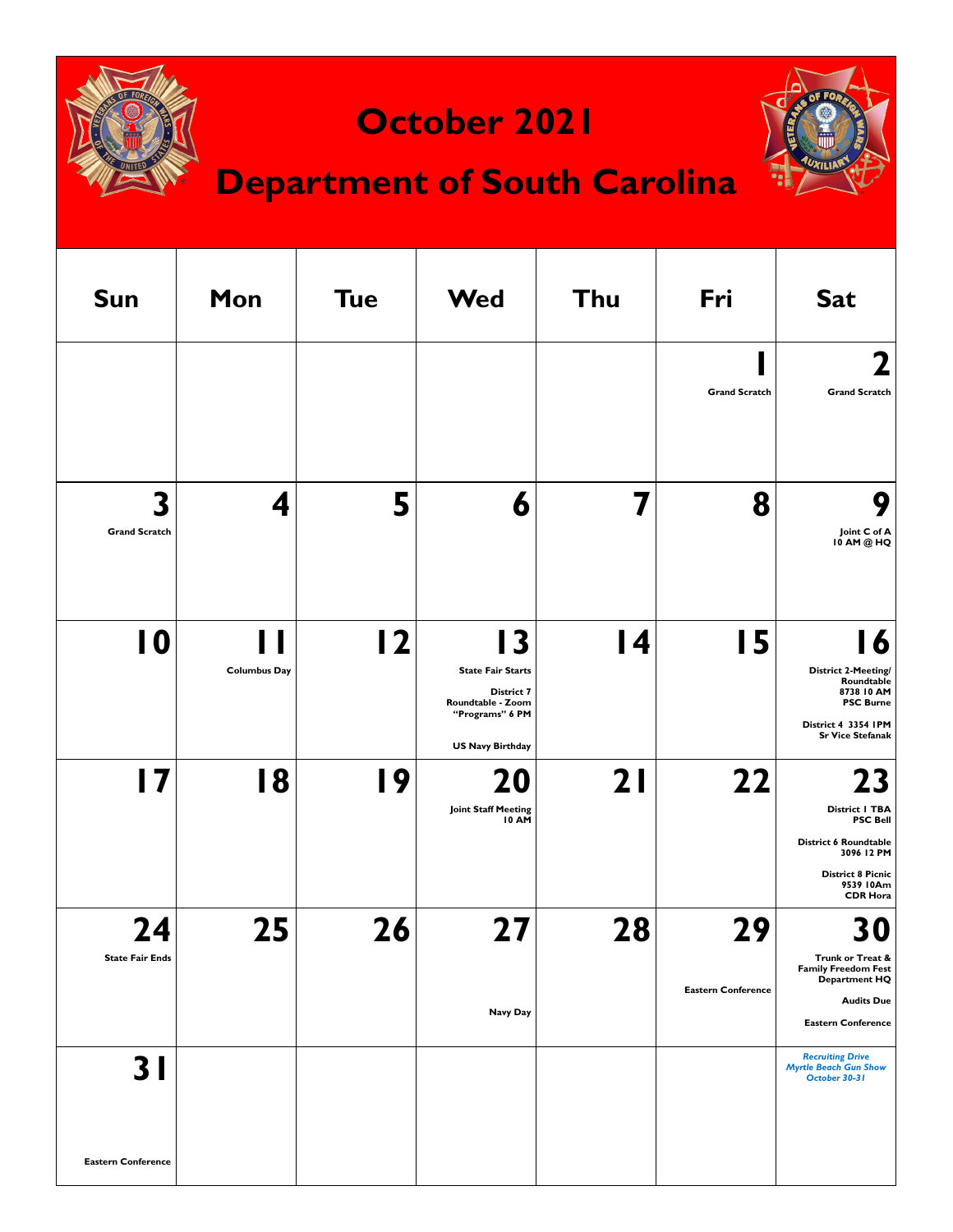# October 2021

## Department of South Carolina

| Sun | Mon | Tue | Wed | Thu | Fri | Sat |
|---|---|---|---|---|---|---|
| | | | | | **1** Grand Scratch | **2** Grand Scratch |
| **3** Grand Scratch | **4** | **5** | **6** | **7** | **8** | **9** Joint C of A 10 AM @ HQ |
| **10** | **11** Columbus Day | **12** | **13** State Fair Starts; District 7 Roundtable - Zoom "Programs" 6 PM; US Navy Birthday | **14** | **15** | **16** District 2-Meeting/ Roundtable 8738 10 AM PSC Burne; District 4 3354 1PM Sr Vice Stefanak |
| **17** | **18** | **19** | **20** Joint Staff Meeting 10 AM | **21** | **22** | **23** District 1 TBA PSC Bell; District 6 Roundtable 3096 12 PM; District 8 Picnic 9539 10Am CDR Hora |
| **24** State Fair Ends | **25** | **26** | **27** Navy Day | **28** | **29** Eastern Conference | **30** Trunk or Treat & Family Freedom Fest Department HQ; Audits Due; Eastern Conference |
| **31** Eastern Conference | | | | | | *Recruiting Drive Myrtle Beach Gun Show October 30-31* |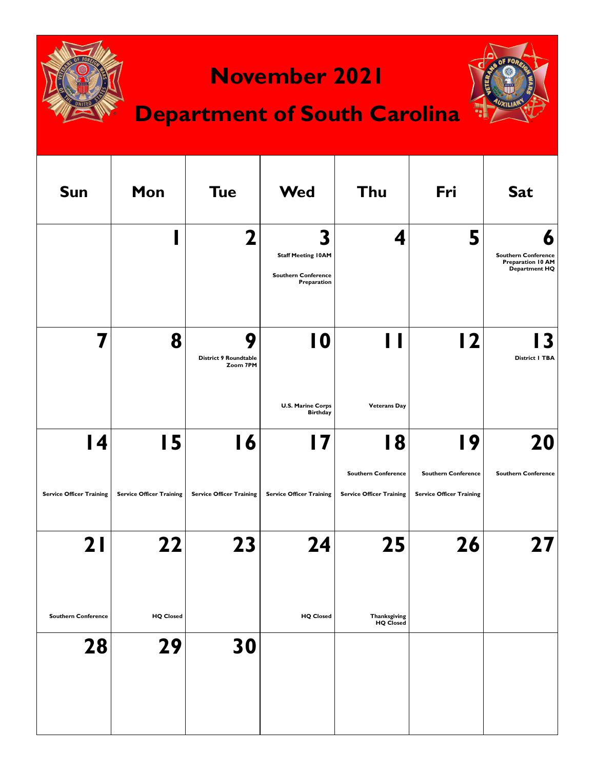# November 2021

## Department of South Carolina

| Sun | Mon | Tue | Wed | Thu | Fri | Sat |
|---|---|---|---|---|---|---|
| | 1 | 2 | 3 Staff Meeting 10AM Southern Conference Preparation | 4 | 5 | 6 Southern Conference Preparation 10 AM Department HQ |
| 7 | 8 | 9 District 9 Roundtable Zoom 7PM | 10 U.S. Marine Corps Birthday | 11 Veterans Day | 12 | 13 District 1 TBA |
| 14 Service Officer Training | 15 Service Officer Training | 16 Service Officer Training | 17 Service Officer Training | 18 Southern Conference Service Officer Training | 19 Southern Conference Service Officer Training | 20 Southern Conference |
| 21 Southern Conference | 22 HQ Closed | 23 | 24 HQ Closed | 25 Thanksgiving HQ Closed | 26 | 27 |
| 28 | 29 | 30 | | | | |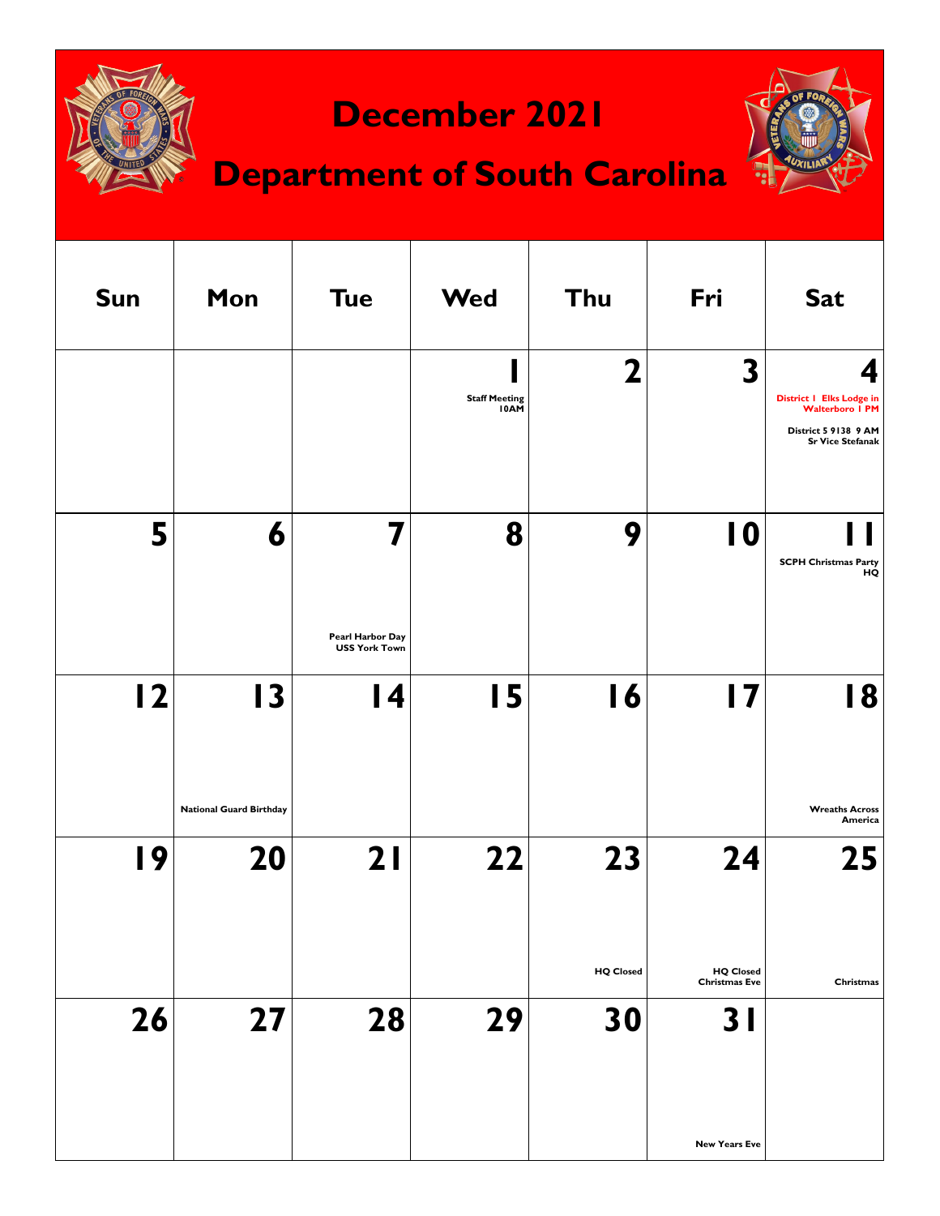# December 2021

## Department of South Carolina

| Sun | Mon | Tue | Wed | Thu | Fri | Sat |
|---|---|---|---|---|---|---|
| | | | **1** Staff Meeting 10AM | **2** | **3** | **4** District 1 Elks Lodge in Walterboro 1 PM; District 5 9138 9 AM Sr Vice Stefanak |
| **5** | **6** | **7** Pearl Harbor Day USS York Town | **8** | **9** | **10** | **11** SCPH Christmas Party HQ |
| **12** | **13** National Guard Birthday | **14** | **15** | **16** | **17** | **18** Wreaths Across America |
| **19** | **20** | **21** | **22** | **23** HQ Closed | **24** HQ Closed Christmas Eve | **25** Christmas |
| **26** | **27** | **28** | **29** | **30** | **31** New Years Eve | |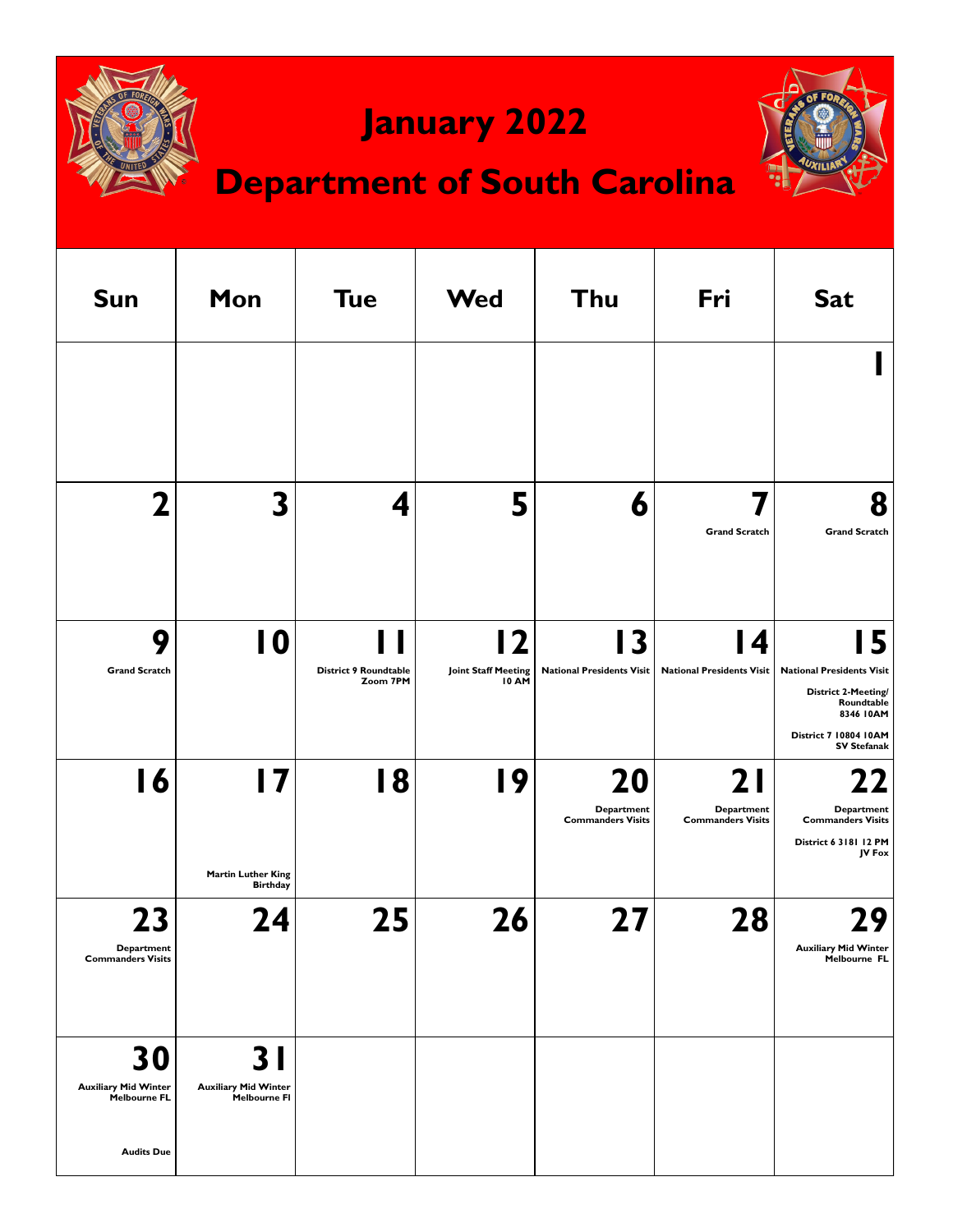# January 2022

## Department of South Carolina

| Sun | Mon | Tue | Wed | Thu | Fri | Sat |
|---|---|---|---|---|---|---|
| | | | | | | **1** |
| **2** | **3** | **4** | **5** | **6** | **7** Grand Scratch | **8** Grand Scratch |
| **9** Grand Scratch | **10** | **11** District 9 Roundtable Zoom 7PM | **12** Joint Staff Meeting 10 AM | **13** National Presidents Visit | **14** National Presidents Visit | **15** National Presidents Visit<br>District 2-Meeting/ Roundtable 8346 10AM<br>District 7 10804 10AM SV Stefanak |
| **16** | **17** Martin Luther King Birthday | **18** | **19** | **20** Department Commanders Visits | **21** Department Commanders Visits | **22** Department Commanders Visits<br>District 6 3181 12 PM JV Fox |
| **23** Department Commanders Visits | **24** | **25** | **26** | **27** | **28** | **29** Auxiliary Mid Winter Melbourne FL |
| **30** Auxiliary Mid Winter Melbourne FL<br>Audits Due | **31** Auxiliary Mid Winter Melbourne Fl | | | | | |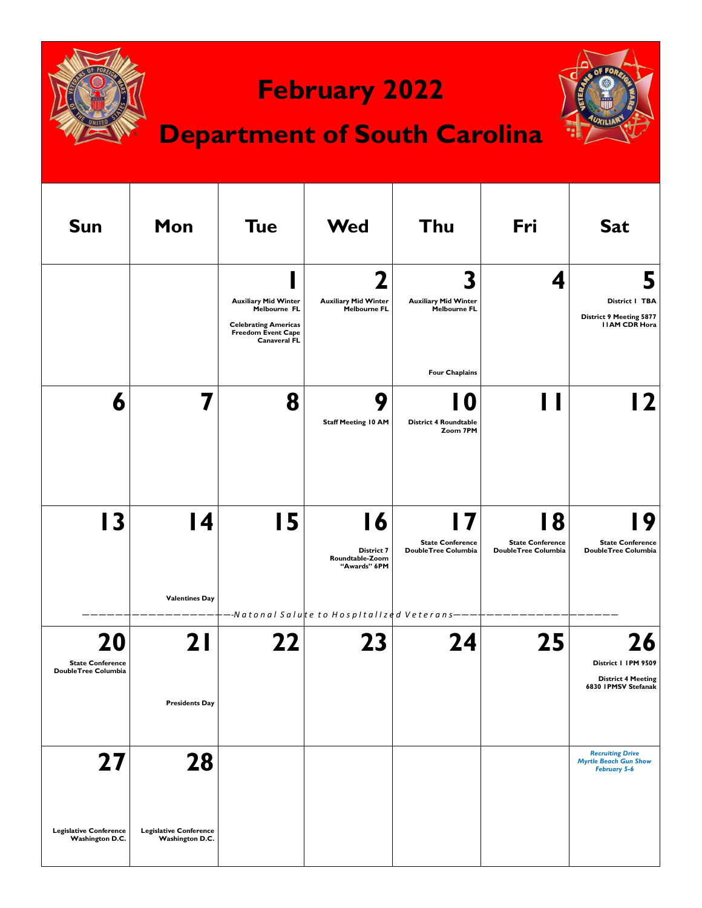# February 2022

## Department of South Carolina

| Sun | Mon | Tue | Wed | Thu | Fri | Sat |
|---|---|---|---|---|---|---|
| | | **1** Auxiliary Mid Winter Melbourne FL; Celebrating Americas Freedom Event Cape Canaveral FL | **2** Auxiliary Mid Winter Melbourne FL | **3** Auxiliary Mid Winter Melbourne FL; Four Chaplains | **4** | **5** District 1 TBA; District 9 Meeting 5877 11AM CDR Hora |
| **6** | **7** | **8** | **9** Staff Meeting 10 AM | **10** District 4 Roundtable Zoom 7PM | **11** | **12** |
| **13** | **14** Valentines Day | **15** | **16** District 7 Roundtable-Zoom "Awards" 6PM | **17** State Conference DoubleTree Columbia | **18** State Conference DoubleTree Columbia | **19** State Conference DoubleTree Columbia |
| **20** State Conference DoubleTree Columbia | **21** Presidents Day | **22** | **23** | **24** | **25** | **26** District 1 1PM 9509; District 4 Meeting 6830 1PMSV Stefanak |
| **27** Legislative Conference Washington D.C. | **28** Legislative Conference Washington D.C. | | | | | *Recruiting Drive Myrtle Beach Gun Show February 5-6* |

*Natonal Salute to HospItalIzed Veterans* (February 13–19)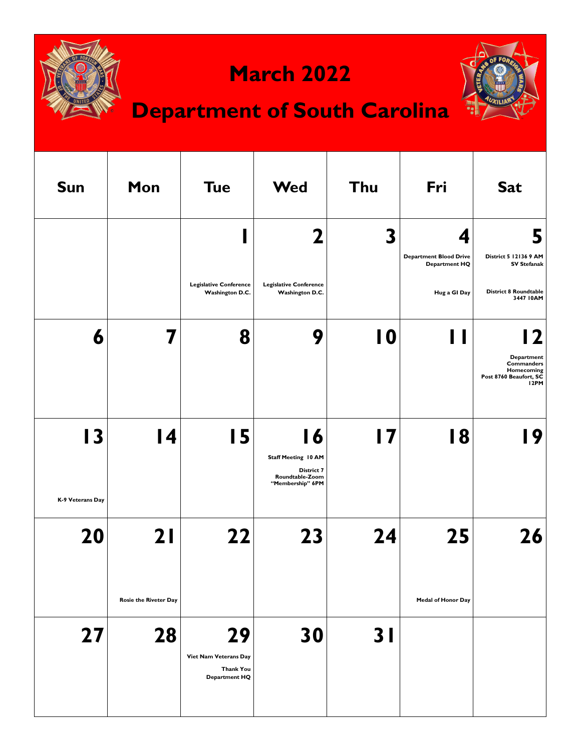# March 2022

## Department of South Carolina

| Sun | Mon | Tue | Wed | Thu | Fri | Sat |
|---|---|---|---|---|---|---|
| | | **1** Legislative Conference Washington D.C. | **2** Legislative Conference Washington D.C. | **3** | **4** Department Blood Drive Department HQ; Hug a GI Day | **5** District 5 12136 9 AM SV Stefanak; District 8 Roundtable 3447 10AM |
| **6** | **7** | **8** | **9** | **10** | **11** | **12** Department Commanders Homecoming Post 8760 Beaufort, SC 12PM |
| **13** K-9 Veterans Day | **14** | **15** | **16** Staff Meeting 10 AM; District 7 Roundtable-Zoom "Membership" 6PM | **17** | **18** | **19** |
| **20** | **21** Rosie the Riveter Day | **22** | **23** | **24** | **25** Medal of Honor Day | **26** |
| **27** | **28** | **29** Viet Nam Veterans Day; Thank You Department HQ | **30** | **31** | | |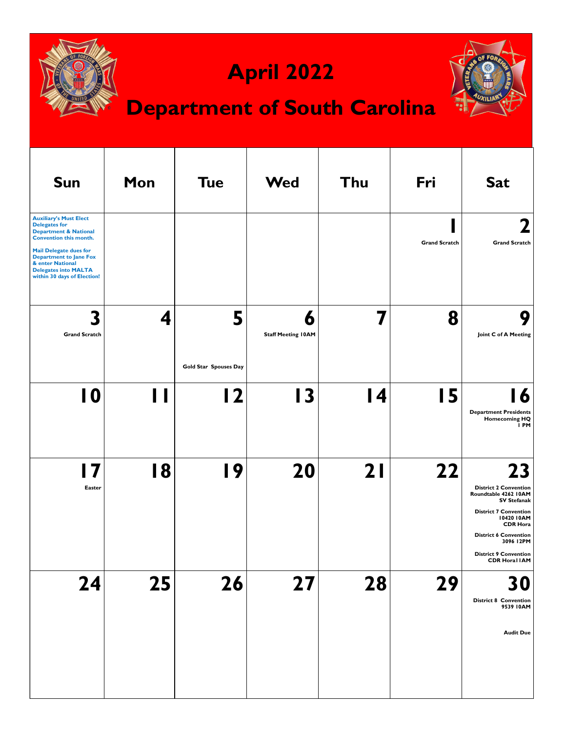# April 2022

## Department of South Carolina

| Sun | Mon | Tue | Wed | Thu | Fri | Sat |
|---|---|---|---|---|---|---|
| **Auxiliary's Must Elect Delegates for Department & National Convention this month.** **Mail Delegate dues for Department to Jane Fox & enter National Delegates into MALTA within 30 days of Election!** | | | | | **1** Grand Scratch | **2** Grand Scratch |
| **3** Grand Scratch | **4** | **5** Gold Star Spouses Day | **6** Staff Meeting 10AM | **7** | **8** | **9** Joint C of A Meeting |
| **10** | **11** | **12** | **13** | **14** | **15** | **16** Department Presidents Homecoming HQ 1 PM |
| **17** Easter | **18** | **19** | **20** | **21** | **22** | **23** District 2 Convention Roundtable 4262 10AM SV Stefanak; District 7 Convention 10420 10AM CDR Hora; District 6 Convention 3096 12PM; District 9 Convention CDR Hora11AM |
| **24** | **25** | **26** | **27** | **28** | **29** | **30** District 8 Convention 9539 10AM; Audit Due |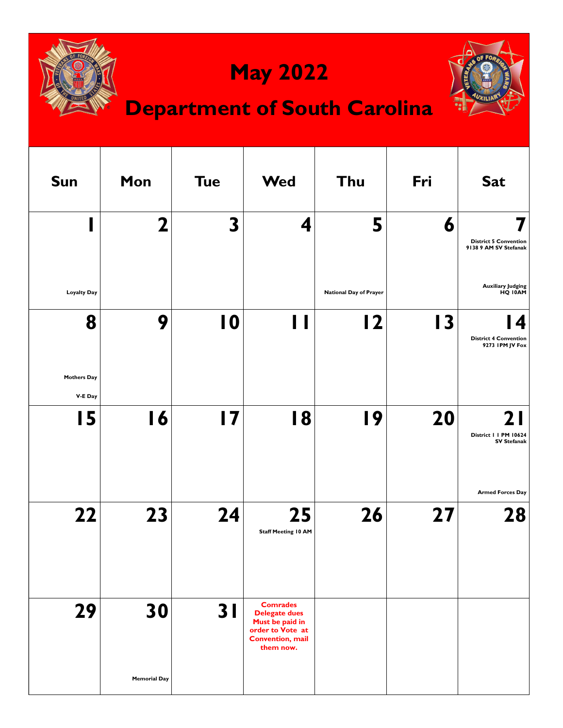# May 2022

## Department of South Carolina

| Sun | Mon | Tue | Wed | Thu | Fri | Sat |
|---|---|---|---|---|---|---|
| **1** Loyalty Day | **2** | **3** | **4** | **5** National Day of Prayer | **6** | **7** District 5 Convention 9138 9 AM SV Stefanak; Auxiliary Judging HQ 10AM |
| **8** Mothers Day; V-E Day | **9** | **10** | **11** | **12** | **13** | **14** District 4 Convention 9273 1PM JV Fox |
| **15** | **16** | **17** | **18** | **19** | **20** | **21** District 1 1 PM 10624 SV Stefanak; Armed Forces Day |
| **22** | **23** | **24** | **25** Staff Meeting 10 AM | **26** | **27** | **28** |
| **29** | **30** Memorial Day | **31** | Comrades Delegate dues Must be paid in order to Vote at Convention, mail them now. | | | |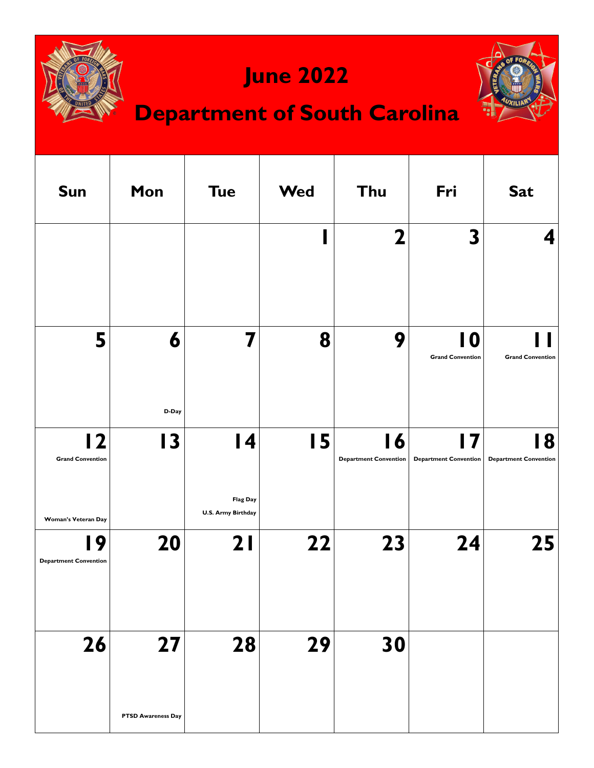# June 2022

## Department of South Carolina

| Sun | Mon | Tue | Wed | Thu | Fri | Sat |
|---|---|---|---|---|---|---|
| | | | 1 | 2 | 3 | 4 |
| 5 | 6<br>D-Day | 7 | 8 | 9 | 10<br>Grand Convention | 11<br>Grand Convention |
| 12<br>Grand Convention<br>Woman's Veteran Day | 13 | 14<br>Flag Day<br>U.S. Army Birthday | 15 | 16<br>Department Convention | 17<br>Department Convention | 18<br>Department Convention |
| 19<br>Department Convention | 20 | 21 | 22 | 23 | 24 | 25 |
| 26 | 27<br>PTSD Awareness Day | 28 | 29 | 30 | | |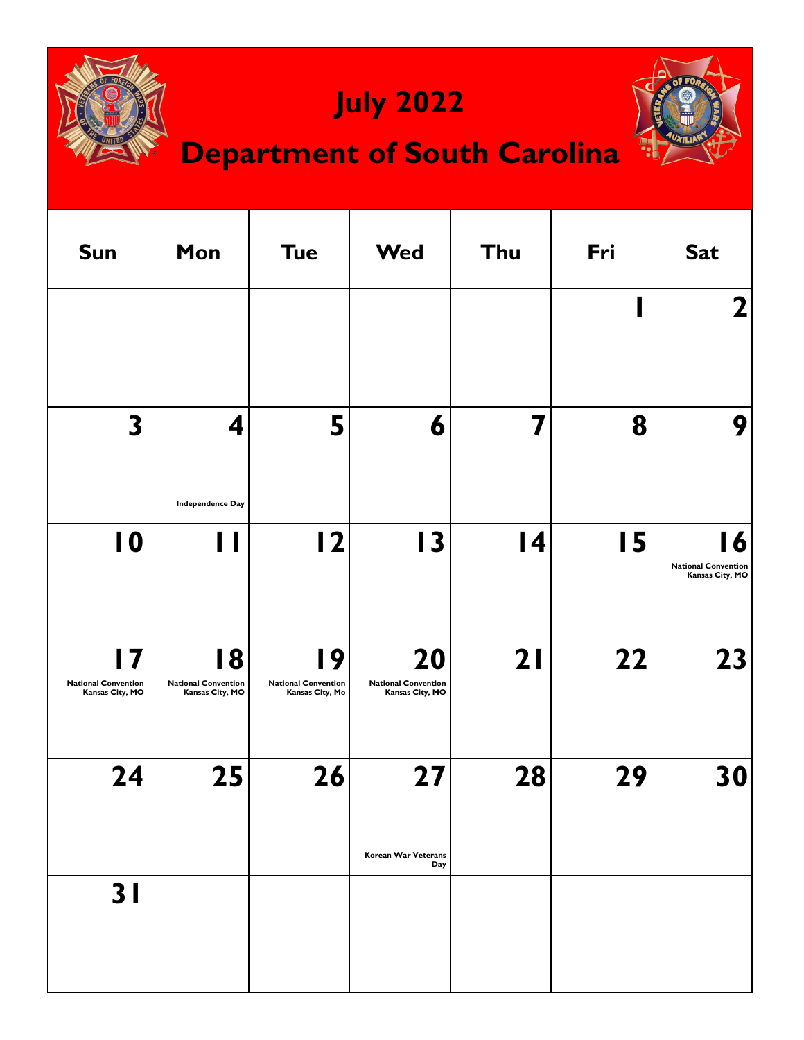# July 2022

## Department of South Carolina

| Sun | Mon | Tue | Wed | Thu | Fri | Sat |
|---|---|---|---|---|---|---|
| | | | | | 1 | 2 |
| 3 | 4 Independence Day | 5 | 6 | 7 | 8 | 9 |
| 10 | 11 | 12 | 13 | 14 | 15 | 16 National Convention Kansas City, MO |
| 17 National Convention Kansas City, MO | 18 National Convention Kansas City, MO | 19 National Convention Kansas City, Mo | 20 National Convention Kansas City, MO | 21 | 22 | 23 |
| 24 | 25 | 26 | 27 Korean War Veterans Day | 28 | 29 | 30 |
| 31 | | | | | | |